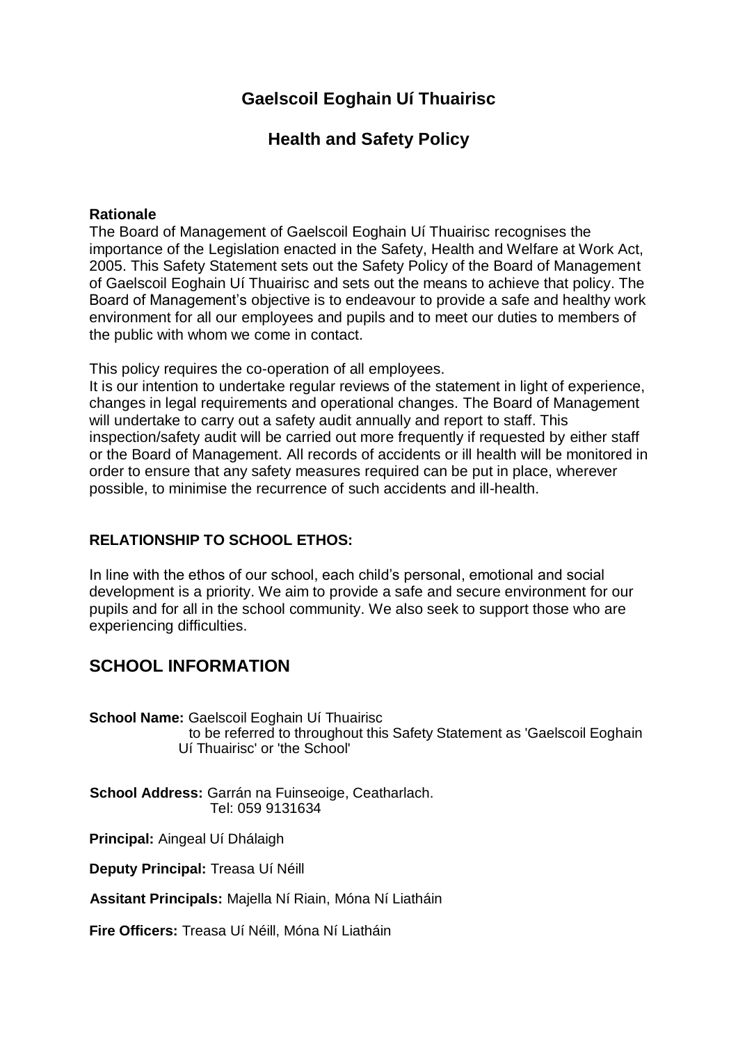# Gaelscoil Eoghain Uí Thuairisc

## Health and Safety Policy

**Rationale**

The Board of Management of Gaelscoil Eoghain Uí Thuairisc recognises the importance of the Legislation enacted in the Safety, Health and Welfare at Work Act, 2005. This Safety Statement sets out the Safety Policy of the Board of Management of Gaelscoil Eoghain Uí Thuairisc and sets out the means to achieve that policy. The Board of Management's objective is to endeavour to provide a safe and healthy work environment for all our employees and pupils and to meet our duties to members of the public with whom we come in contact.

This policy requires the co-operation of all employees.
It is our intention to undertake regular reviews of the statement in light of experience, changes in legal requirements and operational changes. The Board of Management will undertake to carry out a safety audit annually and report to staff. This inspection/safety audit will be carried out more frequently if requested by either staff or the Board of Management. All records of accidents or ill health will be monitored in order to ensure that any safety measures required can be put in place, wherever possible, to minimise the recurrence of such accidents and ill-health.

**RELATIONSHIP TO SCHOOL ETHOS:**

In line with the ethos of our school, each child's personal, emotional and social development is a priority. We aim to provide a safe and secure environment for our pupils and for all in the school community. We also seek to support those who are experiencing difficulties.

## SCHOOL INFORMATION

**School Name:** Gaelscoil Eoghain Uí Thuairisc
to be referred to throughout this Safety Statement as 'Gaelscoil Eoghain Uí Thuairisc' or 'the School'

**School Address:** Garrán na Fuinseoige, Ceatharlach.
Tel: 059 9131634

**Principal:** Aingeal Uí Dhálaigh

**Deputy Principal:** Treasa Uí Néill

**Assitant Principals:** Majella Ní Riain, Móna Ní Liatháin

**Fire Officers:** Treasa Uí Néill, Móna Ní Liatháin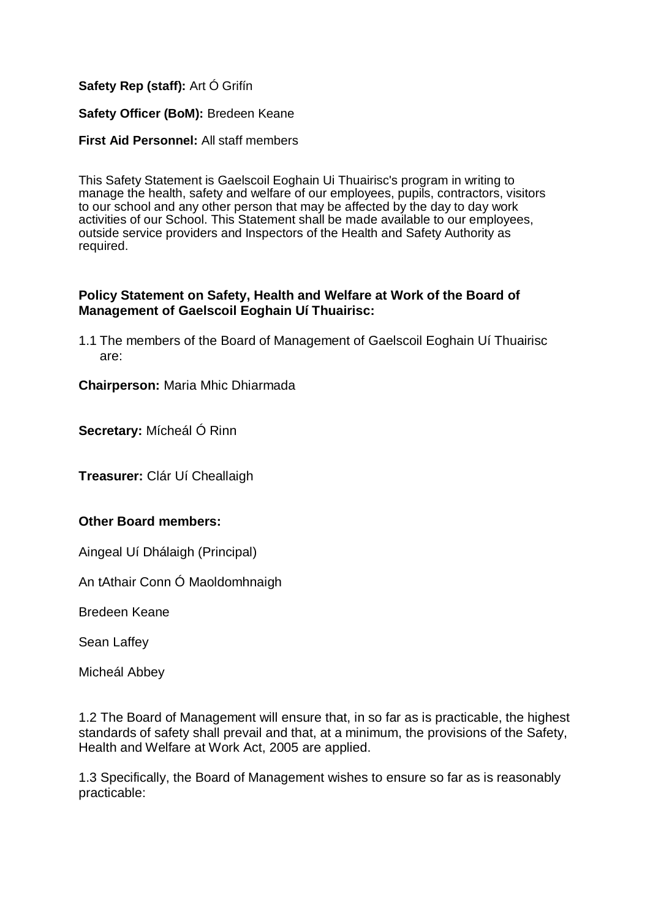**Safety Rep (staff):** Art Ó Grifín

**Safety Officer (BoM):** Bredeen Keane

**First Aid Personnel:** All staff members

This Safety Statement is Gaelscoil Eoghain Ui Thuairisc's program in writing to manage the health, safety and welfare of our employees, pupils, contractors, visitors to our school and any other person that may be affected by the day to day work activities of our School. This Statement shall be made available to our employees, outside service providers and Inspectors of the Health and Safety Authority as required.

**Policy Statement on Safety, Health and Welfare at Work of the Board of Management of Gaelscoil Eoghain Uí Thuairisc:**

1.1 The members of the Board of Management of Gaelscoil Eoghain Uí Thuairisc are:

**Chairperson:** Maria Mhic Dhiarmada

**Secretary:** Mícheál Ó Rinn

**Treasurer:** Clár Uí Cheallaigh

**Other Board members:**

Aingeal Uí Dhálaigh (Principal)

An tAthair Conn Ó Maoldomhnaigh

Bredeen Keane

Sean Laffey

Micheál Abbey

1.2 The Board of Management will ensure that, in so far as is practicable, the highest standards of safety shall prevail and that, at a minimum, the provisions of the Safety, Health and Welfare at Work Act, 2005 are applied.

1.3 Specifically, the Board of Management wishes to ensure so far as is reasonably practicable: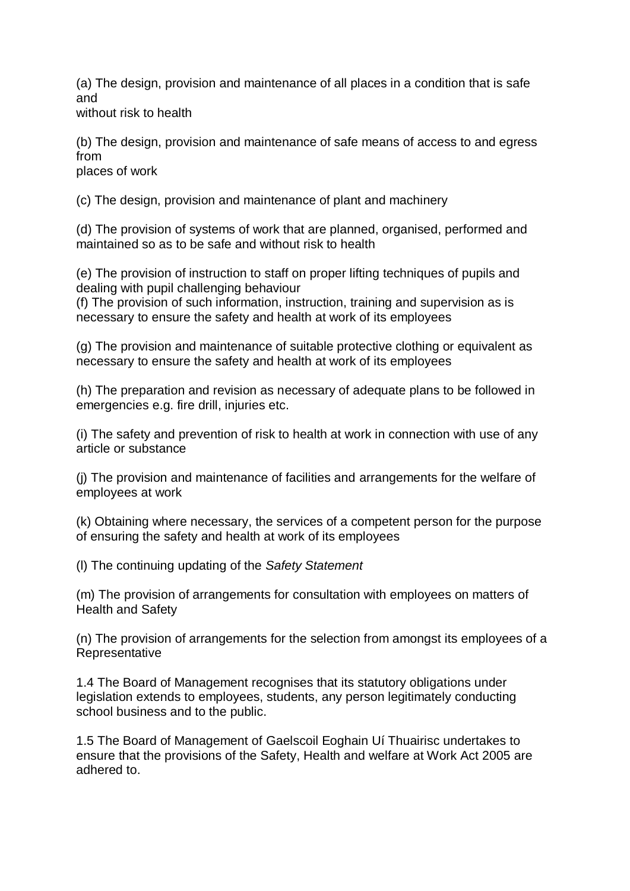(a) The design, provision and maintenance of all places in a condition that is safe and without risk to health

(b) The design, provision and maintenance of safe means of access to and egress from places of work

(c) The design, provision and maintenance of plant and machinery

(d) The provision of systems of work that are planned, organised, performed and maintained so as to be safe and without risk to health

(e) The provision of instruction to staff on proper lifting techniques of pupils and dealing with pupil challenging behaviour
(f) The provision of such information, instruction, training and supervision as is necessary to ensure the safety and health at work of its employees

(g) The provision and maintenance of suitable protective clothing or equivalent as necessary to ensure the safety and health at work of its employees

(h) The preparation and revision as necessary of adequate plans to be followed in emergencies e.g. fire drill, injuries etc.

(i) The safety and prevention of risk to health at work in connection with use of any article or substance

(j) The provision and maintenance of facilities and arrangements for the welfare of employees at work

(k) Obtaining where necessary, the services of a competent person for the purpose of ensuring the safety and health at work of its employees

(l) The continuing updating of the *Safety Statement*

(m) The provision of arrangements for consultation with employees on matters of Health and Safety

(n) The provision of arrangements for the selection from amongst its employees of a Representative

1.4 The Board of Management recognises that its statutory obligations under legislation extends to employees, students, any person legitimately conducting school business and to the public.

1.5 The Board of Management of Gaelscoil Eoghain Uí Thuairisc undertakes to ensure that the provisions of the Safety, Health and welfare at Work Act 2005 are adhered to.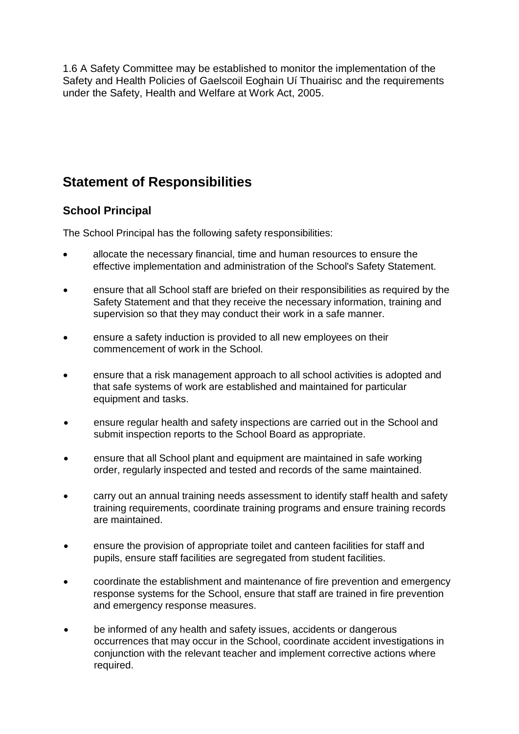1.6 A Safety Committee may be established to monitor the implementation of the Safety and Health Policies of Gaelscoil Eoghain Uí Thuairisc and the requirements under the Safety, Health and Welfare at Work Act, 2005.

## Statement of Responsibilities

### School Principal

The School Principal has the following safety responsibilities:

- allocate the necessary financial, time and human resources to ensure the effective implementation and administration of the School's Safety Statement.
- ensure that all School staff are briefed on their responsibilities as required by the Safety Statement and that they receive the necessary information, training and supervision so that they may conduct their work in a safe manner.
- ensure a safety induction is provided to all new employees on their commencement of work in the School.
- ensure that a risk management approach to all school activities is adopted and that safe systems of work are established and maintained for particular equipment and tasks.
- ensure regular health and safety inspections are carried out in the School and submit inspection reports to the School Board as appropriate.
- ensure that all School plant and equipment are maintained in safe working order, regularly inspected and tested and records of the same maintained.
- carry out an annual training needs assessment to identify staff health and safety training requirements, coordinate training programs and ensure training records are maintained.
- ensure the provision of appropriate toilet and canteen facilities for staff and pupils, ensure staff facilities are segregated from student facilities.
- coordinate the establishment and maintenance of fire prevention and emergency response systems for the School, ensure that staff are trained in fire prevention and emergency response measures.
- be informed of any health and safety issues, accidents or dangerous occurrences that may occur in the School, coordinate accident investigations in conjunction with the relevant teacher and implement corrective actions where required.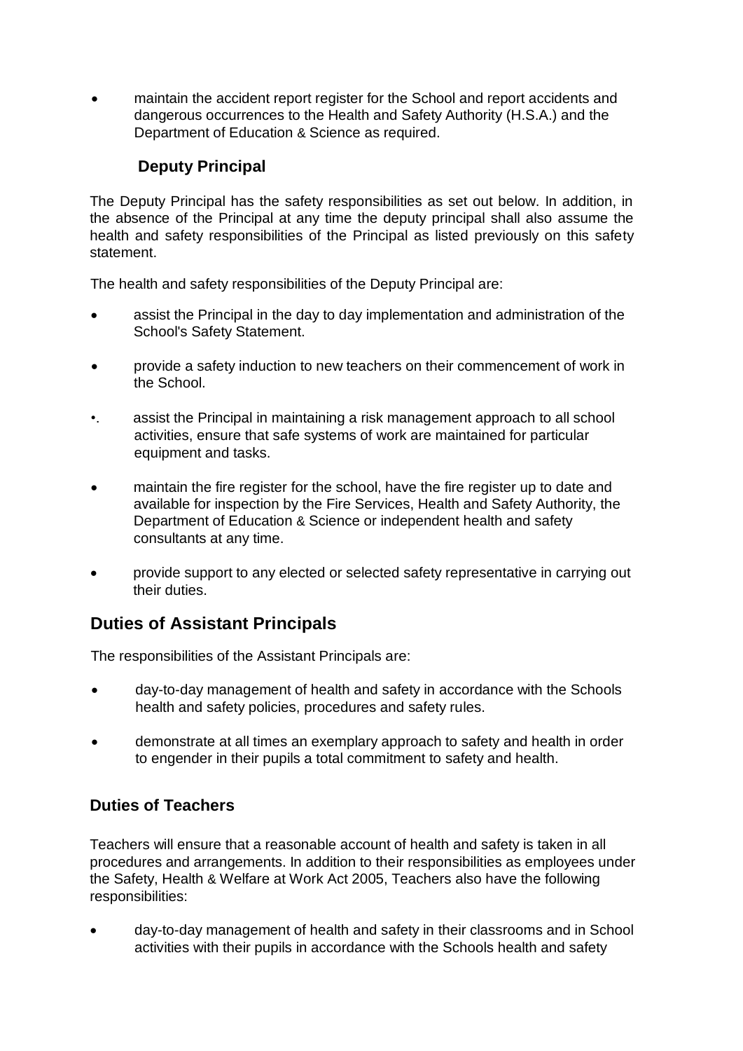- maintain the accident report register for the School and report accidents and dangerous occurrences to the Health and Safety Authority (H.S.A.) and the Department of Education & Science as required.

### Deputy Principal

The Deputy Principal has the safety responsibilities as set out below. In addition, in the absence of the Principal at any time the deputy principal shall also assume the health and safety responsibilities of the Principal as listed previously on this safety statement.

The health and safety responsibilities of the Deputy Principal are:

- assist the Principal in the day to day implementation and administration of the School's Safety Statement.
- provide a safety induction to new teachers on their commencement of work in the School.
- assist the Principal in maintaining a risk management approach to all school activities, ensure that safe systems of work are maintained for particular equipment and tasks.
- maintain the fire register for the school, have the fire register up to date and available for inspection by the Fire Services, Health and Safety Authority, the Department of Education & Science or independent health and safety consultants at any time.
- provide support to any elected or selected safety representative in carrying out their duties.

## Duties of Assistant Principals

The responsibilities of the Assistant Principals are:

- day-to-day management of health and safety in accordance with the Schools health and safety policies, procedures and safety rules.
- demonstrate at all times an exemplary approach to safety and health in order to engender in their pupils a total commitment to safety and health.

### Duties of Teachers

Teachers will ensure that a reasonable account of health and safety is taken in all procedures and arrangements. In addition to their responsibilities as employees under the Safety, Health & Welfare at Work Act 2005, Teachers also have the following responsibilities:

- day-to-day management of health and safety in their classrooms and in School activities with their pupils in accordance with the Schools health and safety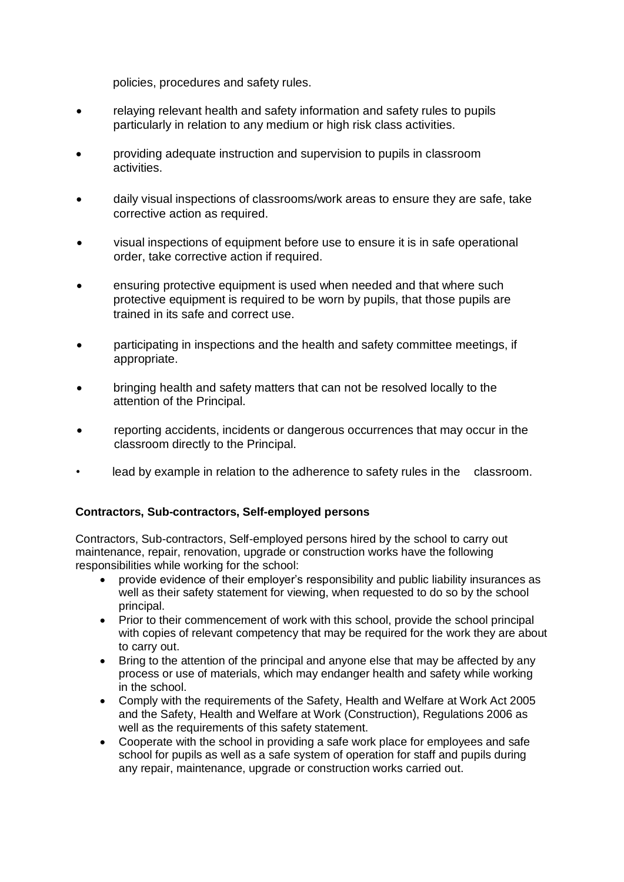policies, procedures and safety rules.

- relaying relevant health and safety information and safety rules to pupils particularly in relation to any medium or high risk class activities.
- providing adequate instruction and supervision to pupils in classroom activities.
- daily visual inspections of classrooms/work areas to ensure they are safe, take corrective action as required.
- visual inspections of equipment before use to ensure it is in safe operational order, take corrective action if required.
- ensuring protective equipment is used when needed and that where such protective equipment is required to be worn by pupils, that those pupils are trained in its safe and correct use.
- participating in inspections and the health and safety committee meetings, if appropriate.
- bringing health and safety matters that can not be resolved locally to the attention of the Principal.
- reporting accidents, incidents or dangerous occurrences that may occur in the classroom directly to the Principal.
- lead by example in relation to the adherence to safety rules in the classroom.

**Contractors, Sub-contractors, Self-employed persons**

Contractors, Sub-contractors, Self-employed persons hired by the school to carry out maintenance, repair, renovation, upgrade or construction works have the following responsibilities while working for the school:

- provide evidence of their employer's responsibility and public liability insurances as well as their safety statement for viewing, when requested to do so by the school principal.
- Prior to their commencement of work with this school, provide the school principal with copies of relevant competency that may be required for the work they are about to carry out.
- Bring to the attention of the principal and anyone else that may be affected by any process or use of materials, which may endanger health and safety while working in the school.
- Comply with the requirements of the Safety, Health and Welfare at Work Act 2005 and the Safety, Health and Welfare at Work (Construction), Regulations 2006 as well as the requirements of this safety statement.
- Cooperate with the school in providing a safe work place for employees and safe school for pupils as well as a safe system of operation for staff and pupils during any repair, maintenance, upgrade or construction works carried out.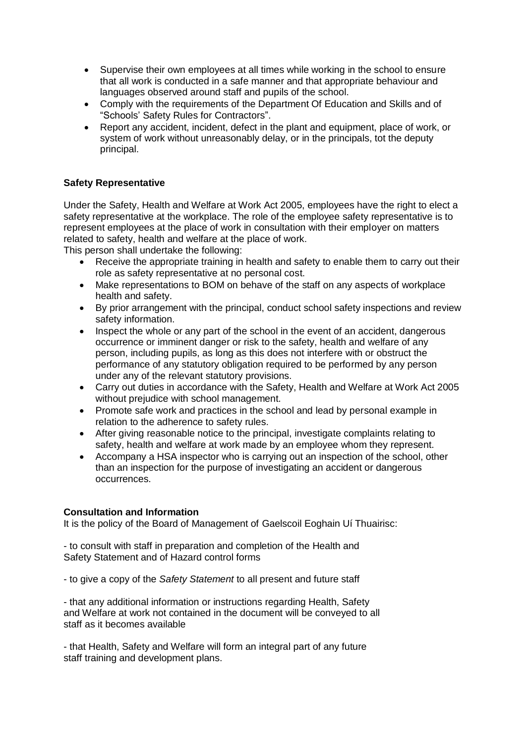- Supervise their own employees at all times while working in the school to ensure that all work is conducted in a safe manner and that appropriate behaviour and languages observed around staff and pupils of the school.
- Comply with the requirements of the Department Of Education and Skills and of "Schools' Safety Rules for Contractors".
- Report any accident, incident, defect in the plant and equipment, place of work, or system of work without unreasonably delay, or in the principals, tot the deputy principal.

**Safety Representative**

Under the Safety, Health and Welfare at Work Act 2005, employees have the right to elect a safety representative at the workplace. The role of the employee safety representative is to represent employees at the place of work in consultation with their employer on matters related to safety, health and welfare at the place of work.
This person shall undertake the following:

- Receive the appropriate training in health and safety to enable them to carry out their role as safety representative at no personal cost.
- Make representations to BOM on behave of the staff on any aspects of workplace health and safety.
- By prior arrangement with the principal, conduct school safety inspections and review safety information.
- Inspect the whole or any part of the school in the event of an accident, dangerous occurrence or imminent danger or risk to the safety, health and welfare of any person, including pupils, as long as this does not interfere with or obstruct the performance of any statutory obligation required to be performed by any person under any of the relevant statutory provisions.
- Carry out duties in accordance with the Safety, Health and Welfare at Work Act 2005 without prejudice with school management.
- Promote safe work and practices in the school and lead by personal example in relation to the adherence to safety rules.
- After giving reasonable notice to the principal, investigate complaints relating to safety, health and welfare at work made by an employee whom they represent.
- Accompany a HSA inspector who is carrying out an inspection of the school, other than an inspection for the purpose of investigating an accident or dangerous occurrences.

**Consultation and Information**

It is the policy of the Board of Management of Gaelscoil Eoghain Uí Thuairisc:

- to consult with staff in preparation and completion of the Health and Safety Statement and of Hazard control forms

- to give a copy of the *Safety Statement* to all present and future staff

- that any additional information or instructions regarding Health, Safety and Welfare at work not contained in the document will be conveyed to all staff as it becomes available

- that Health, Safety and Welfare will form an integral part of any future staff training and development plans.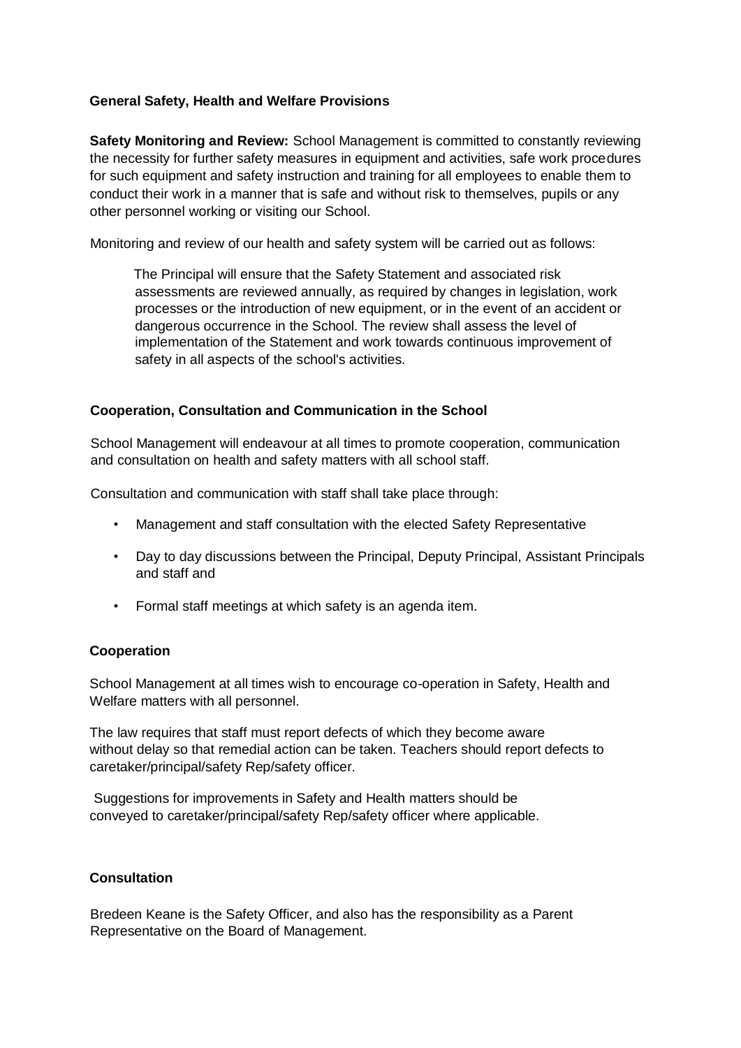**General Safety, Health and Welfare Provisions**

**Safety Monitoring and Review:** School Management is committed to constantly reviewing the necessity for further safety measures in equipment and activities, safe work procedures for such equipment and safety instruction and training for all employees to enable them to conduct their work in a manner that is safe and without risk to themselves, pupils or any other personnel working or visiting our School.

Monitoring and review of our health and safety system will be carried out as follows:

The Principal will ensure that the Safety Statement and associated risk assessments are reviewed annually, as required by changes in legislation, work processes or the introduction of new equipment, or in the event of an accident or dangerous occurrence in the School. The review shall assess the level of implementation of the Statement and work towards continuous improvement of safety in all aspects of the school's activities.

**Cooperation, Consultation and Communication in the School**

School Management will endeavour at all times to promote cooperation, communication and consultation on health and safety matters with all school staff.

Consultation and communication with staff shall take place through:

- Management and staff consultation with the elected Safety Representative
- Day to day discussions between the Principal, Deputy Principal, Assistant Principals and staff and
- Formal staff meetings at which safety is an agenda item.

**Cooperation**

School Management at all times wish to encourage co-operation in Safety, Health and Welfare matters with all personnel.

The law requires that staff must report defects of which they become aware without delay so that remedial action can be taken. Teachers should report defects to caretaker/principal/safety Rep/safety officer.

Suggestions for improvements in Safety and Health matters should be conveyed to caretaker/principal/safety Rep/safety officer where applicable.

**Consultation**

Bredeen Keane is the Safety Officer, and also has the responsibility as a Parent Representative on the Board of Management.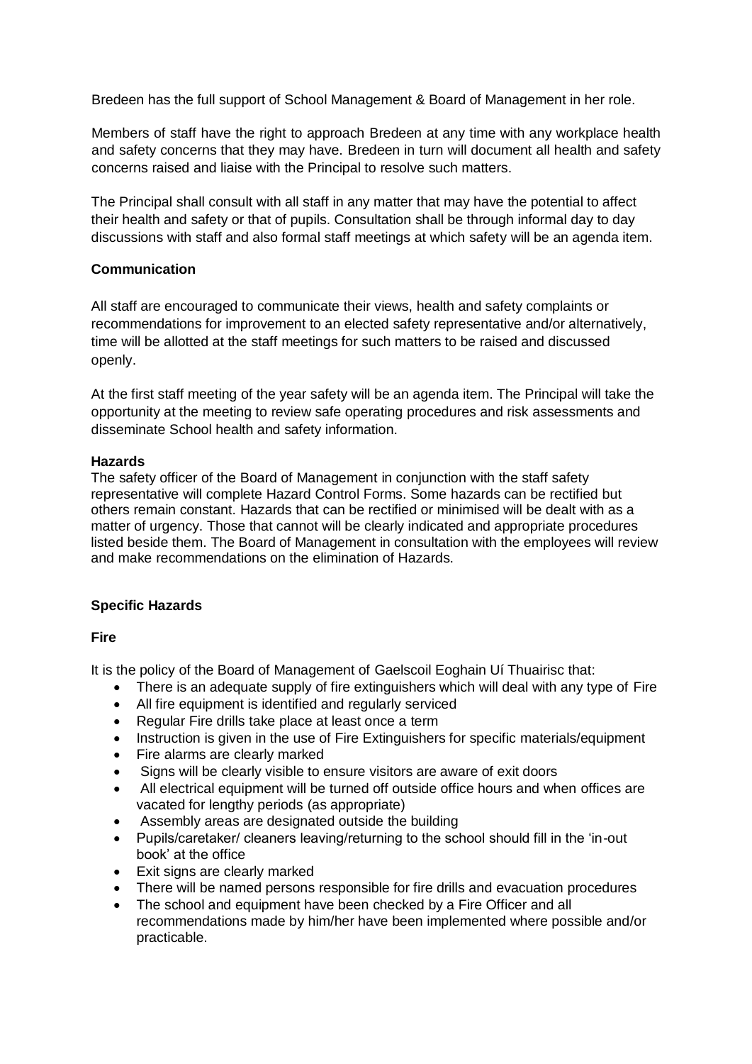Bredeen has the full support of School Management & Board of Management in her role.

Members of staff have the right to approach Bredeen at any time with any workplace health and safety concerns that they may have. Bredeen in turn will document all health and safety concerns raised and liaise with the Principal to resolve such matters.

The Principal shall consult with all staff in any matter that may have the potential to affect their health and safety or that of pupils. Consultation shall be through informal day to day discussions with staff and also formal staff meetings at which safety will be an agenda item.

**Communication**

All staff are encouraged to communicate their views, health and safety complaints or recommendations for improvement to an elected safety representative and/or alternatively, time will be allotted at the staff meetings for such matters to be raised and discussed openly.

At the first staff meeting of the year safety will be an agenda item. The Principal will take the opportunity at the meeting to review safe operating procedures and risk assessments and disseminate School health and safety information.

**Hazards**

The safety officer of the Board of Management in conjunction with the staff safety representative will complete Hazard Control Forms. Some hazards can be rectified but others remain constant. Hazards that can be rectified or minimised will be dealt with as a matter of urgency. Those that cannot will be clearly indicated and appropriate procedures listed beside them. The Board of Management in consultation with the employees will review and make recommendations on the elimination of Hazards.

**Specific Hazards**

**Fire**

It is the policy of the Board of Management of Gaelscoil Eoghain Uí Thuairisc that:

- There is an adequate supply of fire extinguishers which will deal with any type of Fire
- All fire equipment is identified and regularly serviced
- Regular Fire drills take place at least once a term
- Instruction is given in the use of Fire Extinguishers for specific materials/equipment
- Fire alarms are clearly marked
- Signs will be clearly visible to ensure visitors are aware of exit doors
- All electrical equipment will be turned off outside office hours and when offices are vacated for lengthy periods (as appropriate)
- Assembly areas are designated outside the building
- Pupils/caretaker/ cleaners leaving/returning to the school should fill in the 'in-out book' at the office
- Exit signs are clearly marked
- There will be named persons responsible for fire drills and evacuation procedures
- The school and equipment have been checked by a Fire Officer and all recommendations made by him/her have been implemented where possible and/or practicable.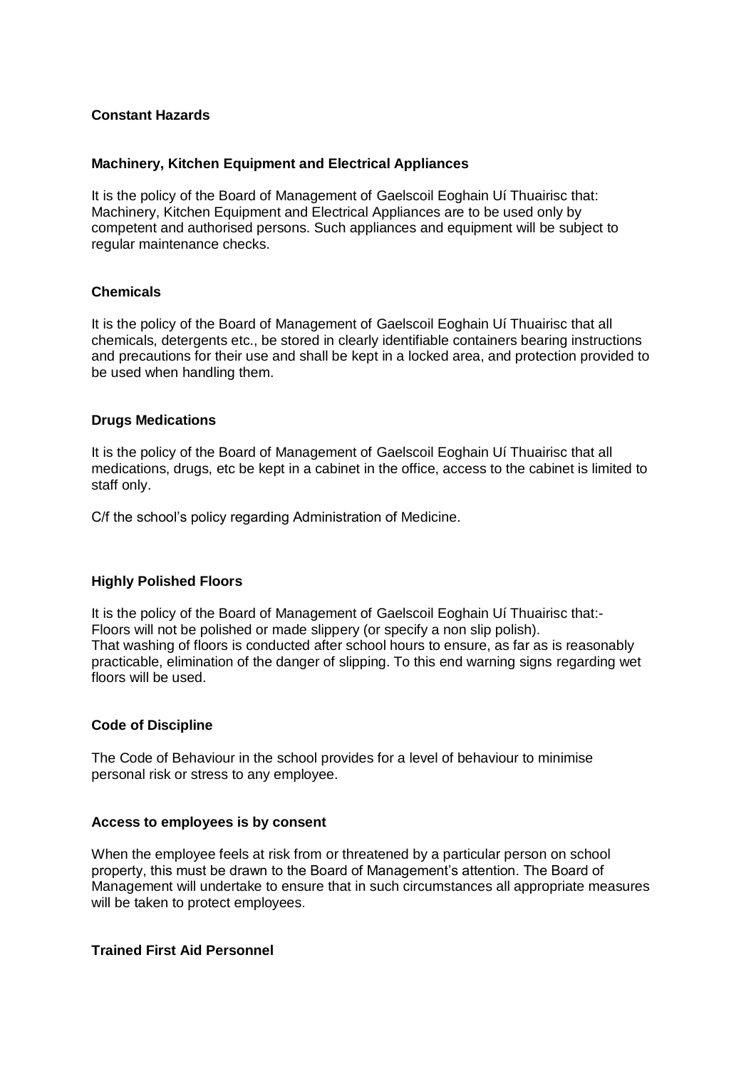**Constant Hazards**

**Machinery, Kitchen Equipment and Electrical Appliances**

It is the policy of the Board of Management of Gaelscoil Eoghain Uí Thuairisc that:
Machinery, Kitchen Equipment and Electrical Appliances are to be used only by competent and authorised persons. Such appliances and equipment will be subject to regular maintenance checks.

**Chemicals**

It is the policy of the Board of Management of Gaelscoil Eoghain Uí Thuairisc that all chemicals, detergents etc., be stored in clearly identifiable containers bearing instructions and precautions for their use and shall be kept in a locked area, and protection provided to be used when handling them.

**Drugs Medications**

It is the policy of the Board of Management of Gaelscoil Eoghain Uí Thuairisc that all medications, drugs, etc be kept in a cabinet in the office, access to the cabinet is limited to staff only.

C/f the school's policy regarding Administration of Medicine.

**Highly Polished Floors**

It is the policy of the Board of Management of Gaelscoil Eoghain Uí Thuairisc that:-
Floors will not be polished or made slippery (or specify a non slip polish).
That washing of floors is conducted after school hours to ensure, as far as is reasonably practicable, elimination of the danger of slipping. To this end warning signs regarding wet floors will be used.

**Code of Discipline**

The Code of Behaviour in the school provides for a level of behaviour to minimise personal risk or stress to any employee.

**Access to employees is by consent**

When the employee feels at risk from or threatened by a particular person on school property, this must be drawn to the Board of Management's attention. The Board of Management will undertake to ensure that in such circumstances all appropriate measures will be taken to protect employees.

**Trained First Aid Personnel**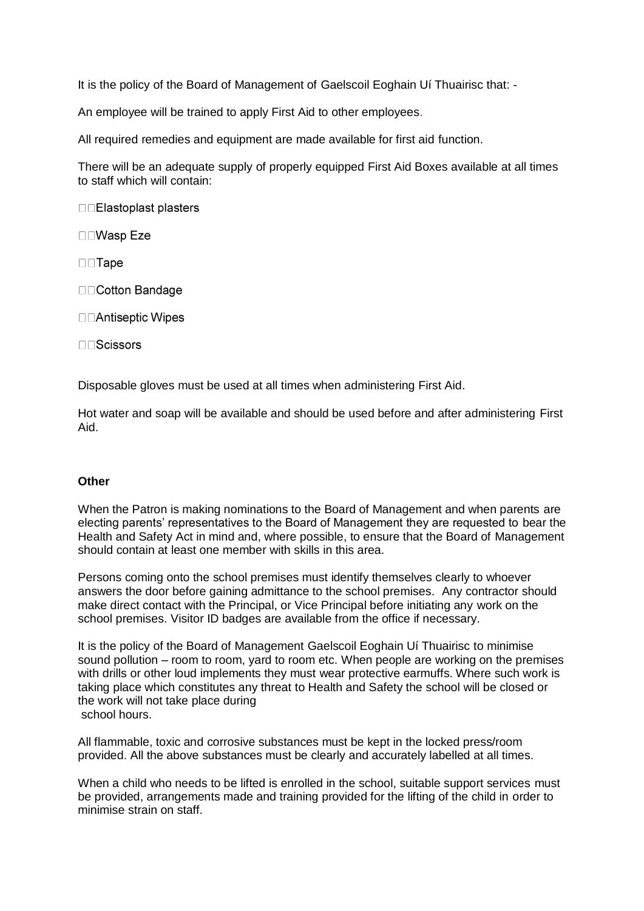It is the policy of the Board of Management of Gaelscoil Eoghain Uí Thuairisc that: -

An employee will be trained to apply First Aid to other employees.

All required remedies and equipment are made available for first aid function.

There will be an adequate supply of properly equipped First Aid Boxes available at all times to staff which will contain:

- Elastoplast plasters
- Wasp Eze
- Tape
- Cotton Bandage
- Antiseptic Wipes
- Scissors

Disposable gloves must be used at all times when administering First Aid.

Hot water and soap will be available and should be used before and after administering First Aid.

**Other**

When the Patron is making nominations to the Board of Management and when parents are electing parents' representatives to the Board of Management they are requested to bear the Health and Safety Act in mind and, where possible, to ensure that the Board of Management should contain at least one member with skills in this area.

Persons coming onto the school premises must identify themselves clearly to whoever answers the door before gaining admittance to the school premises. Any contractor should make direct contact with the Principal, or Vice Principal before initiating any work on the school premises. Visitor ID badges are available from the office if necessary.

It is the policy of the Board of Management Gaelscoil Eoghain Uí Thuairisc to minimise sound pollution – room to room, yard to room etc. When people are working on the premises with drills or other loud implements they must wear protective earmuffs. Where such work is taking place which constitutes any threat to Health and Safety the school will be closed or the work will not take place during school hours.

All flammable, toxic and corrosive substances must be kept in the locked press/room provided. All the above substances must be clearly and accurately labelled at all times.

When a child who needs to be lifted is enrolled in the school, suitable support services must be provided, arrangements made and training provided for the lifting of the child in order to minimise strain on staff.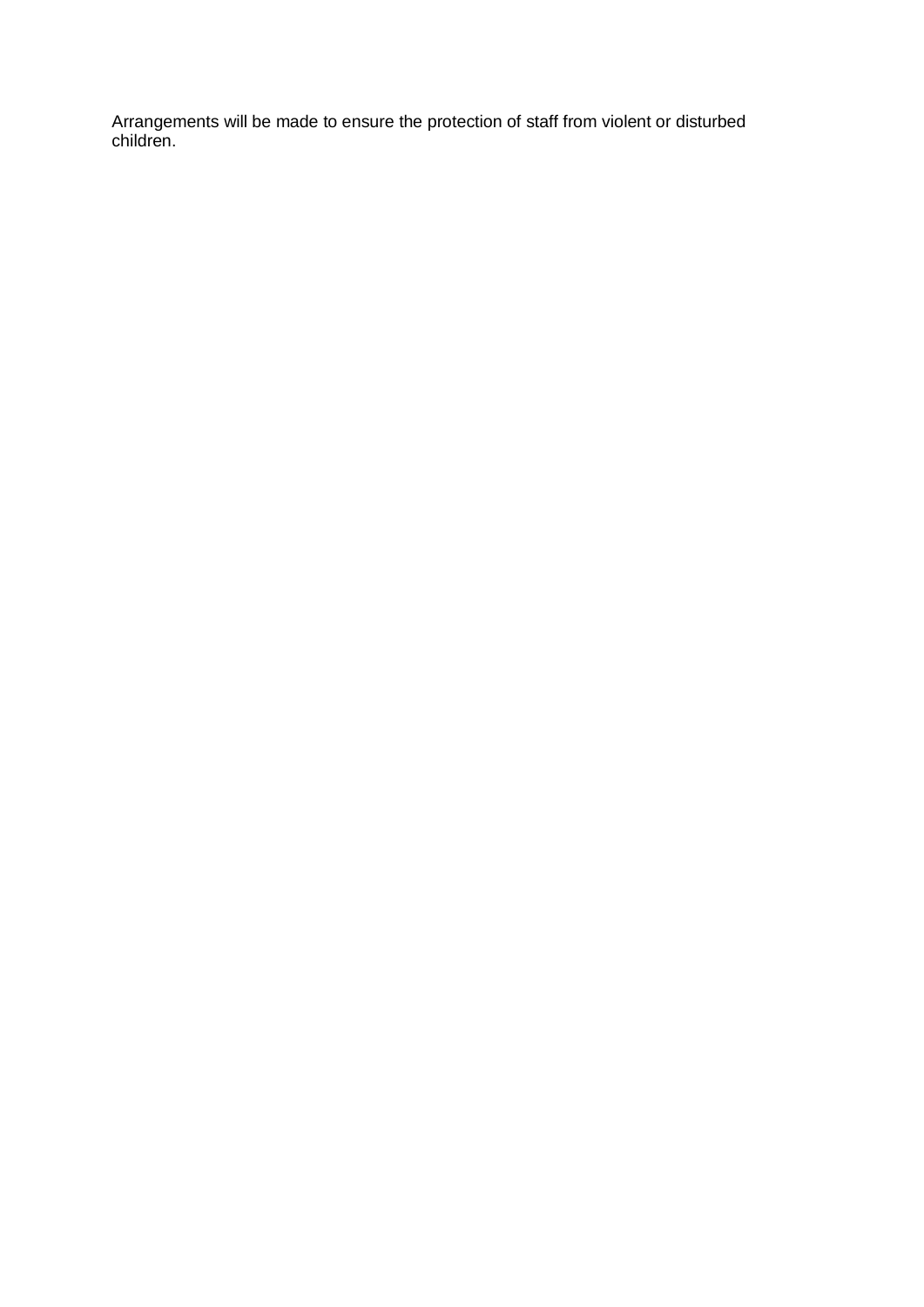Arrangements will be made to ensure the protection of staff from violent or disturbed children.